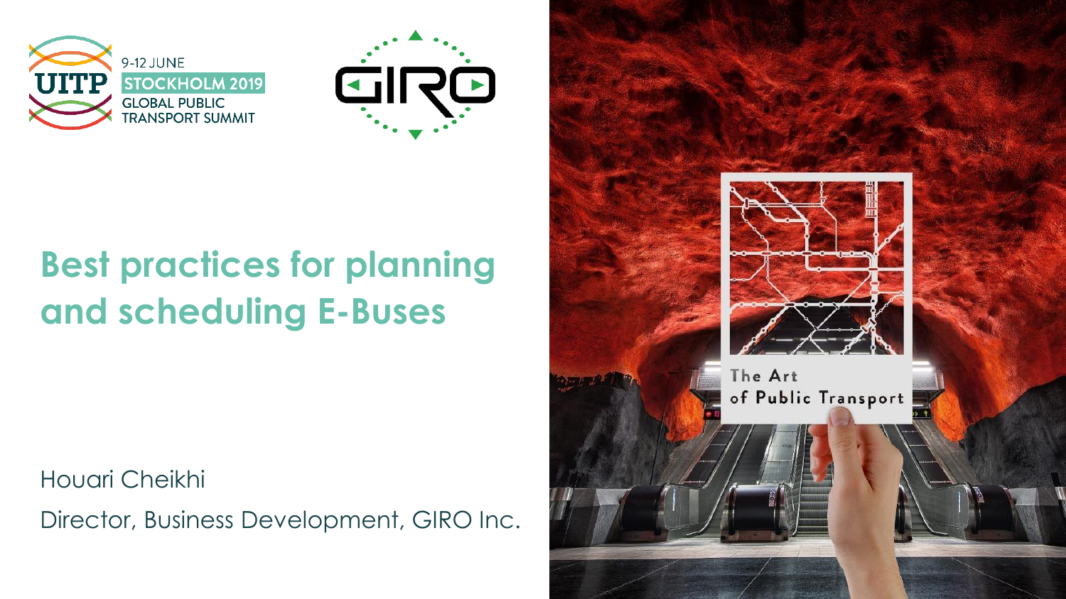9-12 JUNE
STOCKHOLM 2019
GLOBAL PUBLIC TRANSPORT SUMMIT

# Best practices for planning and scheduling E-Buses

Houari Cheikhi

Director, Business Development, GIRO Inc.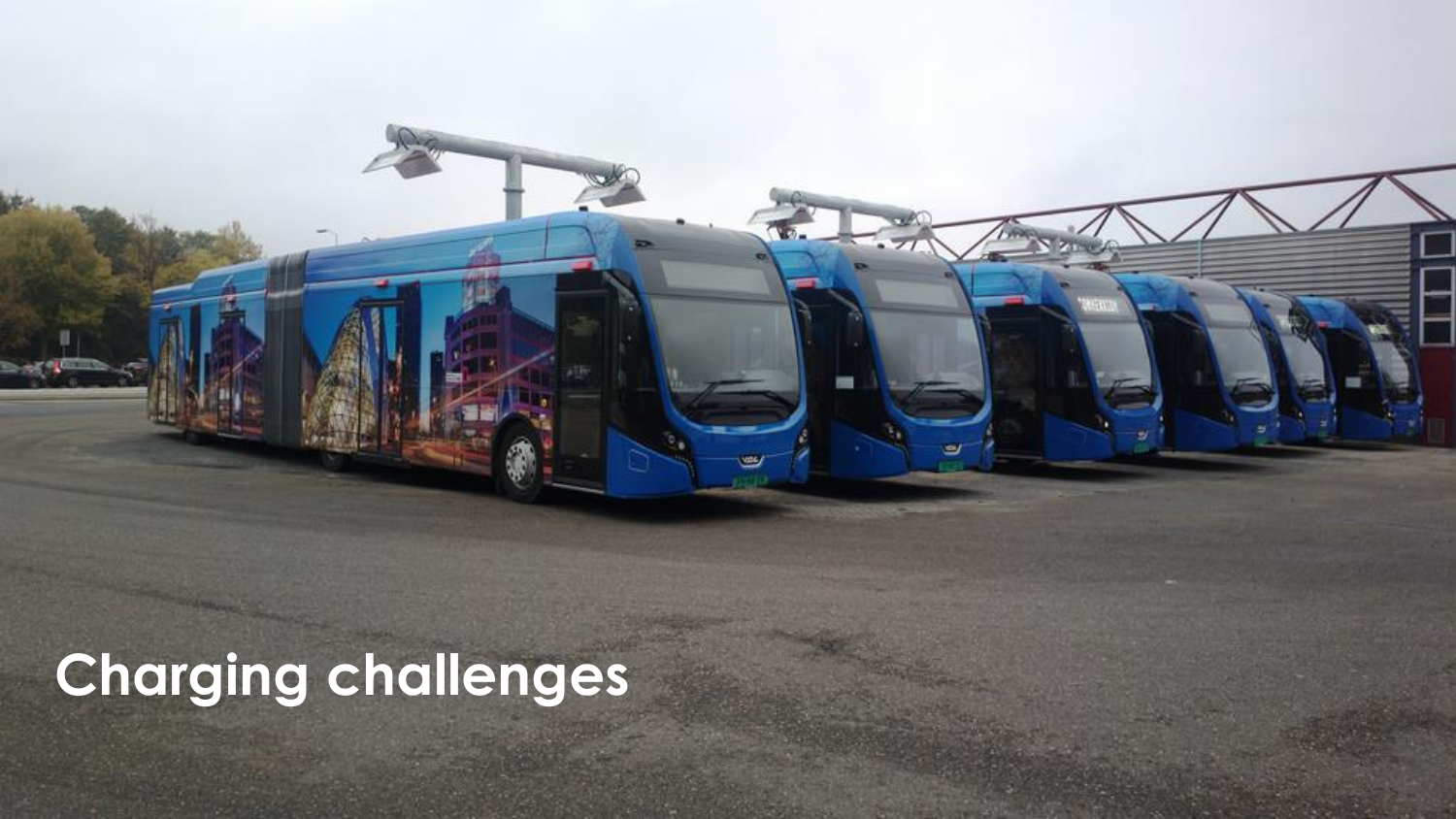# Charging challenges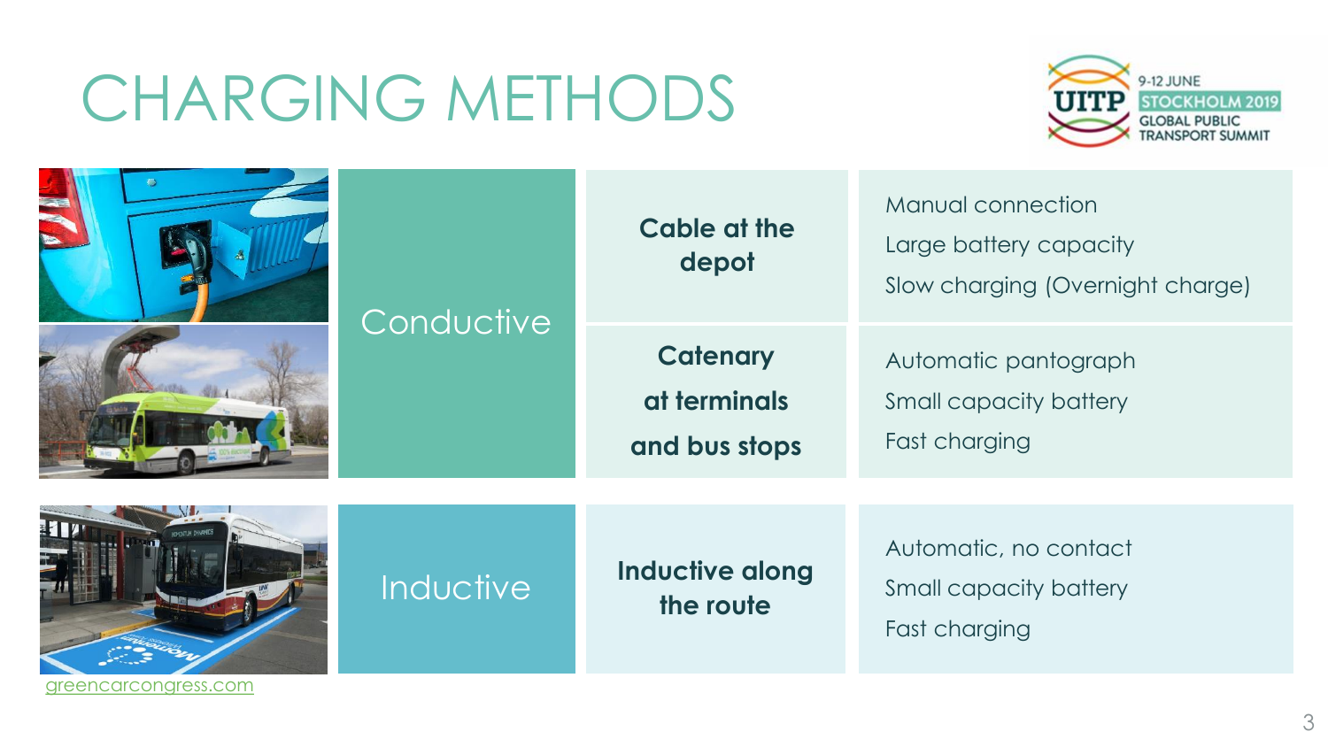# CHARGING METHODS

| Type | Method | Characteristics |
|---|---|---|
| Conductive | Cable at the depot | Manual connection<br>Large battery capacity<br>Slow charging (Overnight charge) |
| | Catenary at terminals and bus stops | Automatic pantograph<br>Small capacity battery<br>Fast charging |
| Inductive | Inductive along the route | Automatic, no contact<br>Small capacity battery<br>Fast charging |

greencarcongress.com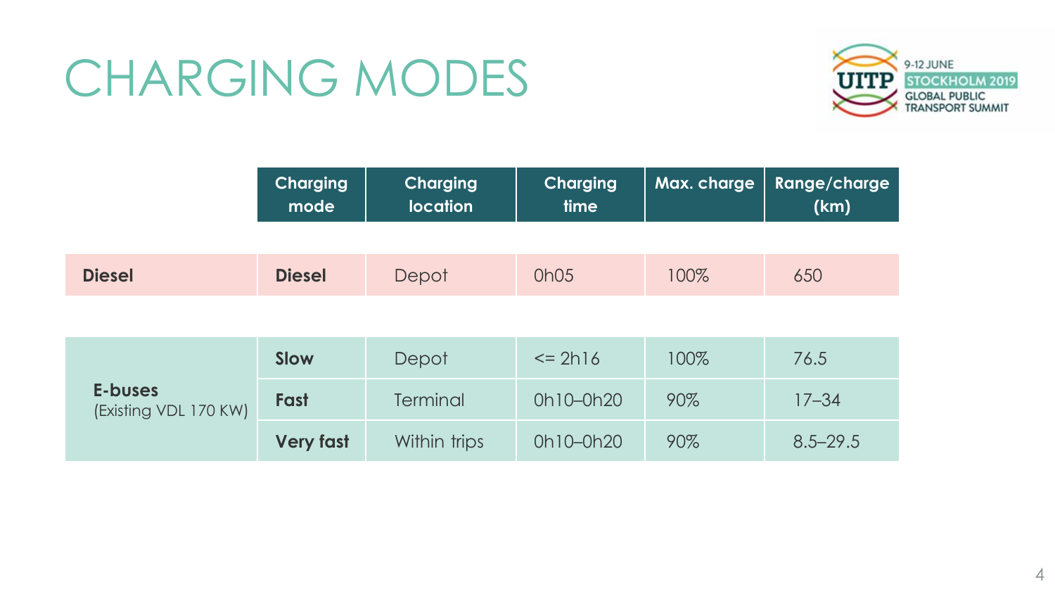# CHARGING MODES

| | Charging mode | Charging location | Charging time | Max. charge | Range/charge (km) |
|---|---|---|---|---|---|
| **Diesel** | **Diesel** | Depot | 0h05 | 100% | 650 |
| **E-buses** (Existing VDL 170 KW) | **Slow** | Depot | <= 2h16 | 100% | 76.5 |
| | **Fast** | Terminal | 0h10–0h20 | 90% | 17–34 |
| | **Very fast** | Within trips | 0h10–0h20 | 90% | 8.5–29.5 |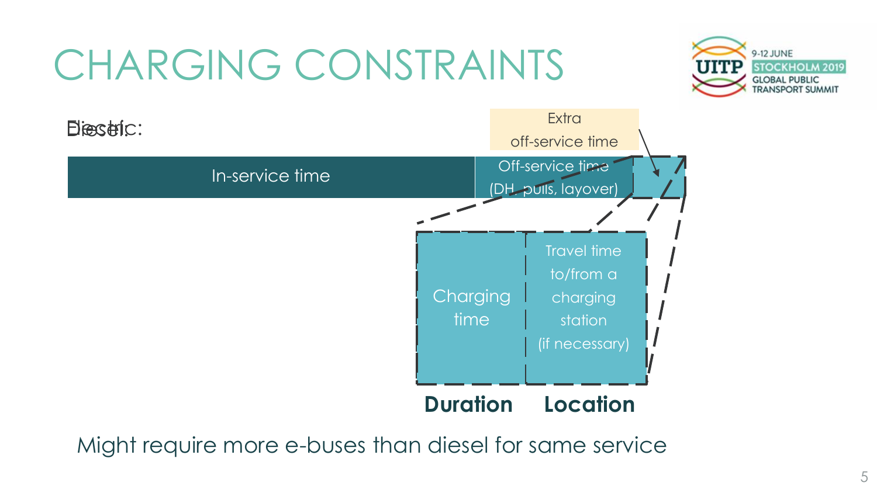# CHARGING CONSTRAINTS

Diesel: / Electric:

In-service time | Off-service time (DH, pulls, layover) | Extra off-service time

Charging time | Travel time to/from a charging station (if necessary)

**Duration** **Location**

Might require more e-buses than diesel for same service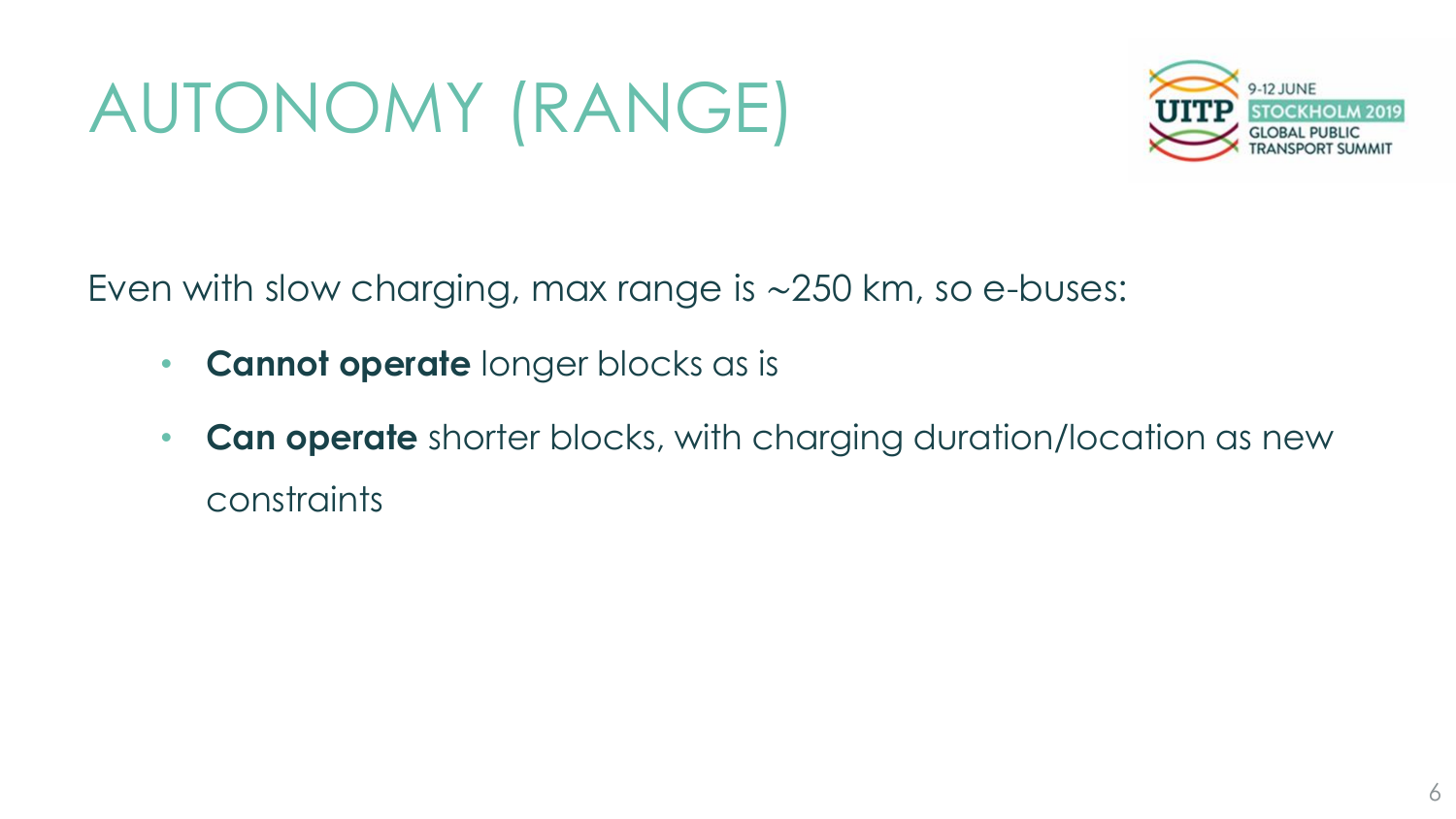# AUTONOMY (RANGE)

Even with slow charging, max range is ~250 km, so e-buses:

- **Cannot operate** longer blocks as is
- **Can operate** shorter blocks, with charging duration/location as new constraints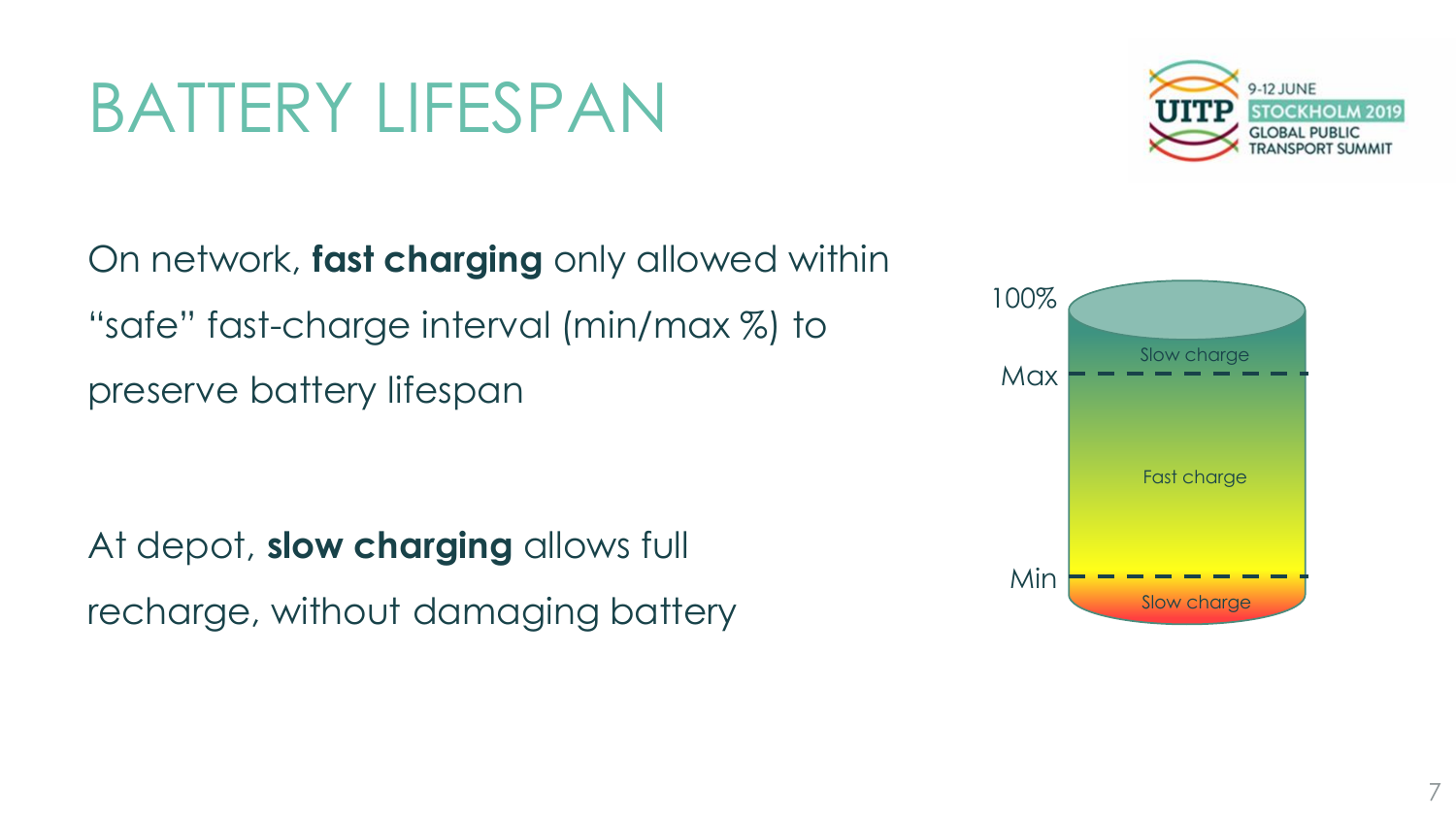# BATTERY LIFESPAN

On network, **fast charging** only allowed within "safe" fast-charge interval (min/max %) to preserve battery lifespan

At depot, **slow charging** allows full recharge, without damaging battery

100%

Slow charge

Max

Fast charge

Min

Slow charge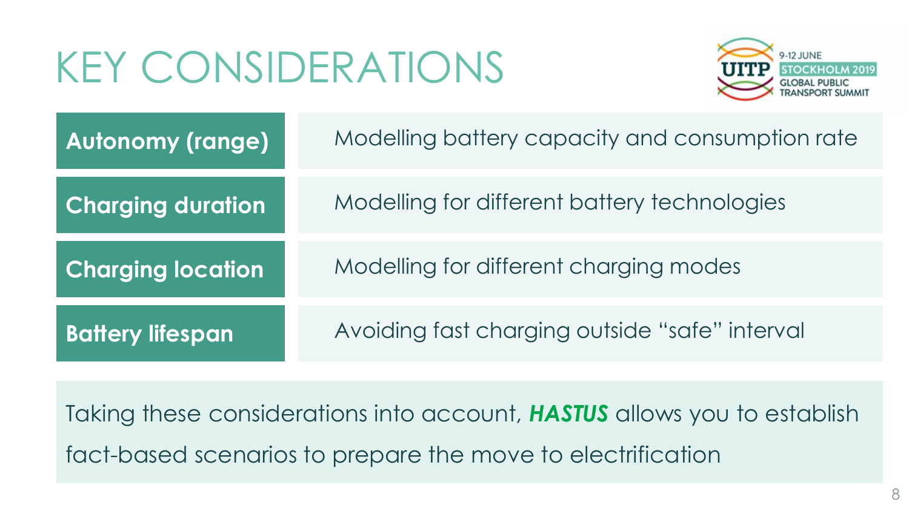# KEY CONSIDERATIONS

| | |
|---|---|
| **Autonomy (range)** | Modelling battery capacity and consumption rate |
| **Charging duration** | Modelling for different battery technologies |
| **Charging location** | Modelling for different charging modes |
| **Battery lifespan** | Avoiding fast charging outside "safe" interval |

Taking these considerations into account, ***HASTUS*** allows you to establish fact-based scenarios to prepare the move to electrification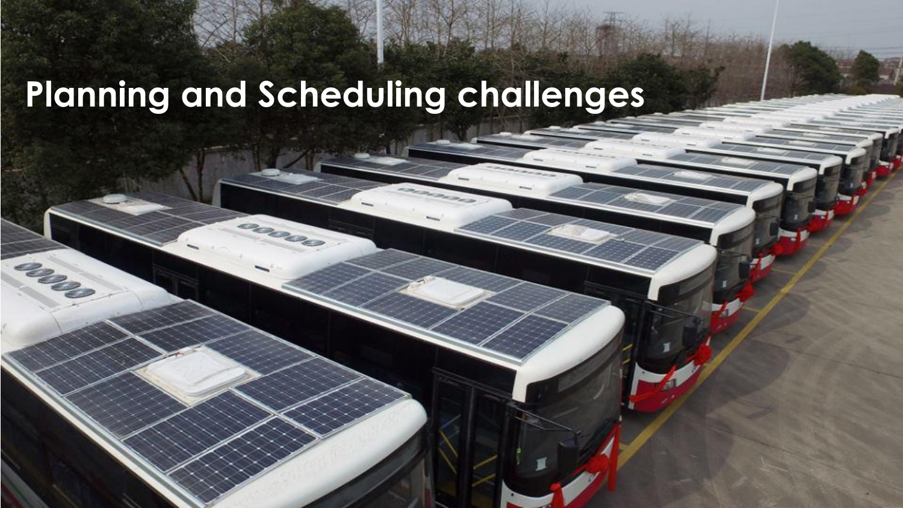# Planning and Scheduling challenges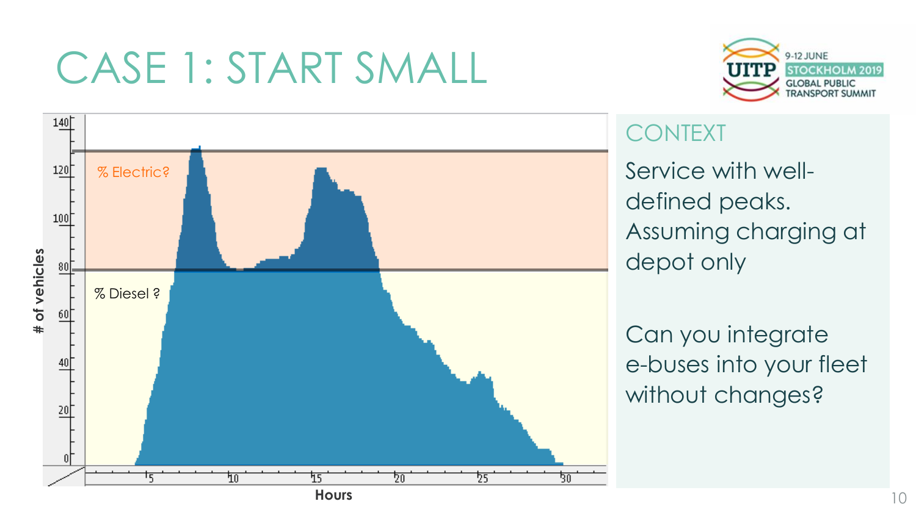# CASE 1: START SMALL

% Electric?

% Diesel ?

# of vehicles

Hours

## CONTEXT

Service with well-defined peaks. Assuming charging at depot only

Can you integrate e-buses into your fleet without changes?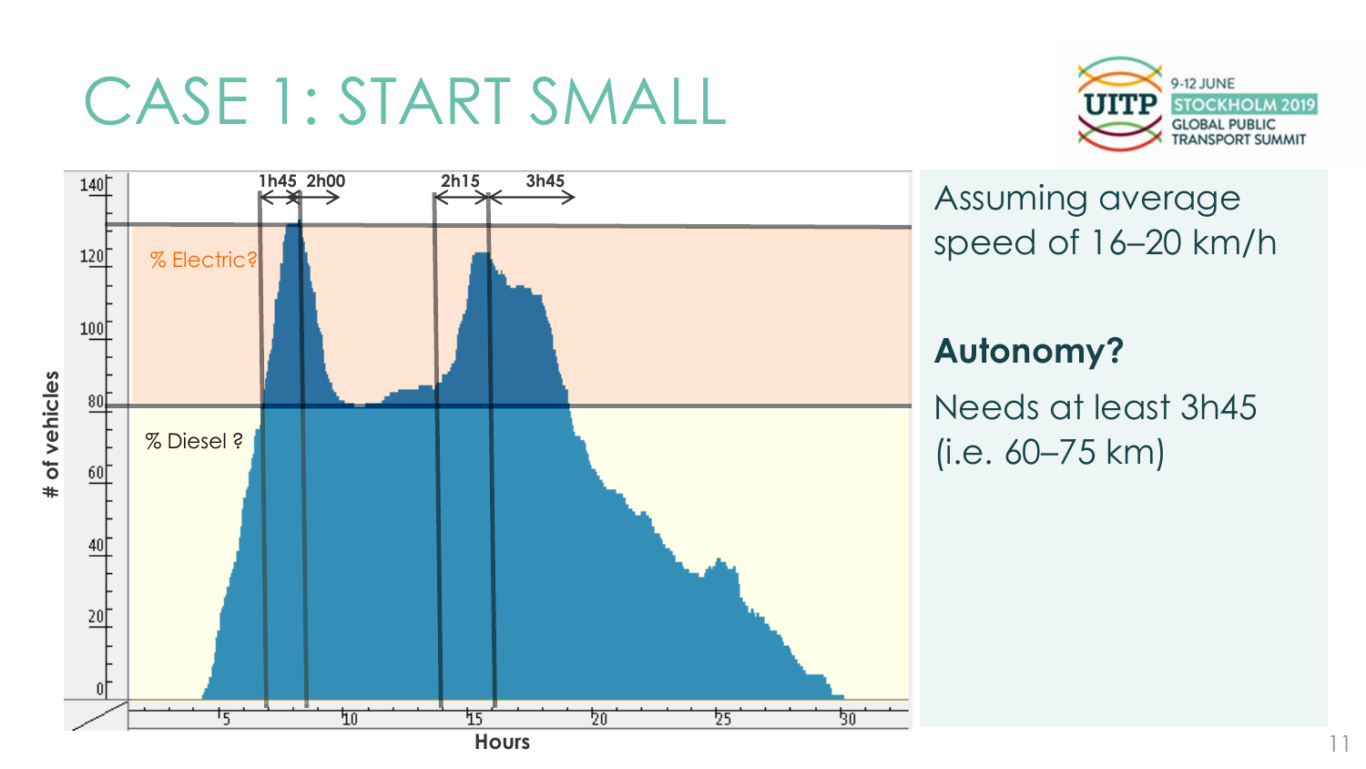# CASE 1: START SMALL

% Electric?

% Diesel ?

1h45 2h00 2h15 3h45

# of vehicles

Hours

Assuming average speed of 16–20 km/h

**Autonomy?**

Needs at least 3h45 (i.e. 60–75 km)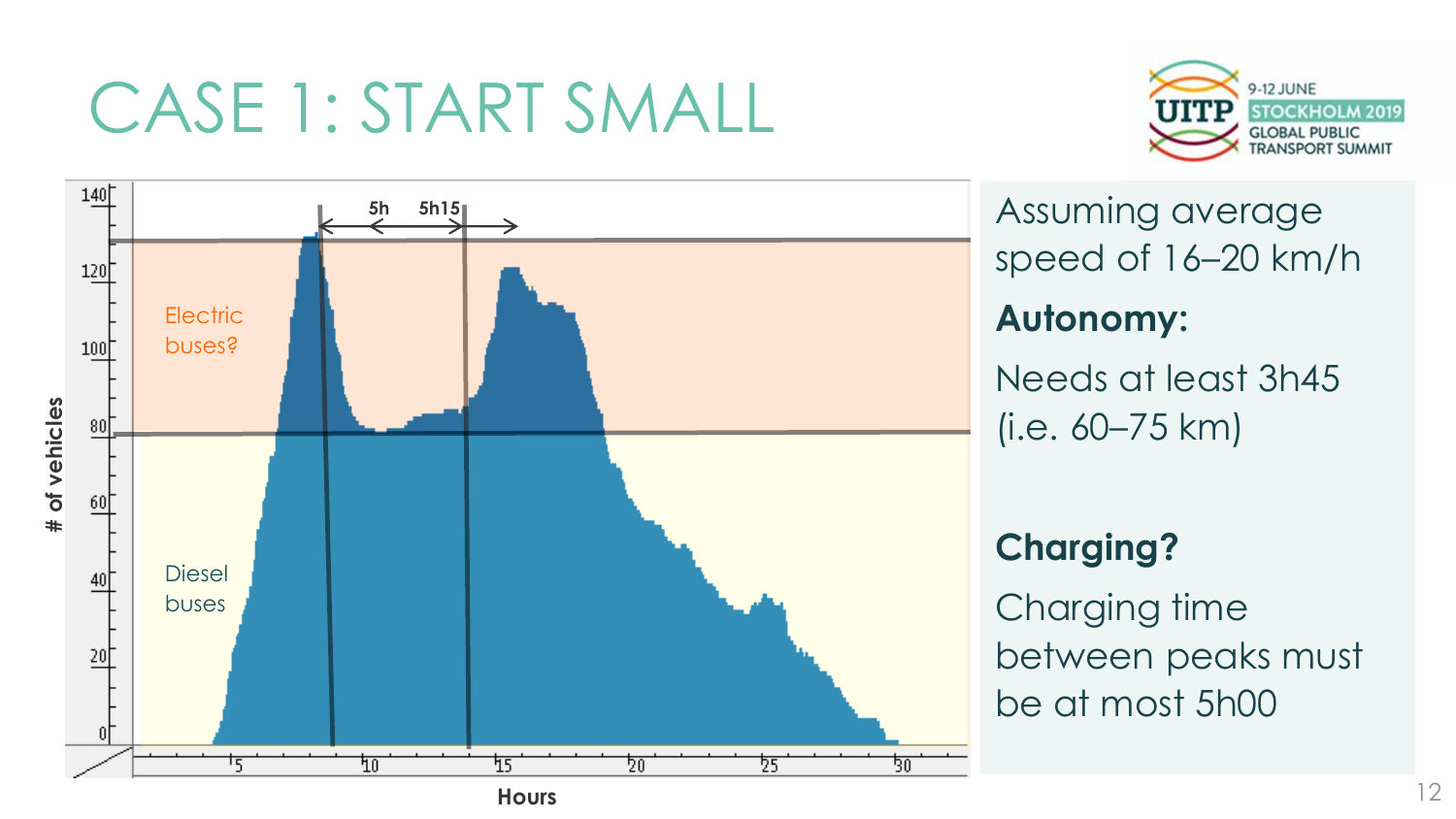# CASE 1: START SMALL

Assuming average speed of 16–20 km/h

**Autonomy:**

Needs at least 3h45 (i.e. 60–75 km)

**Charging?**

Charging time between peaks must be at most 5h00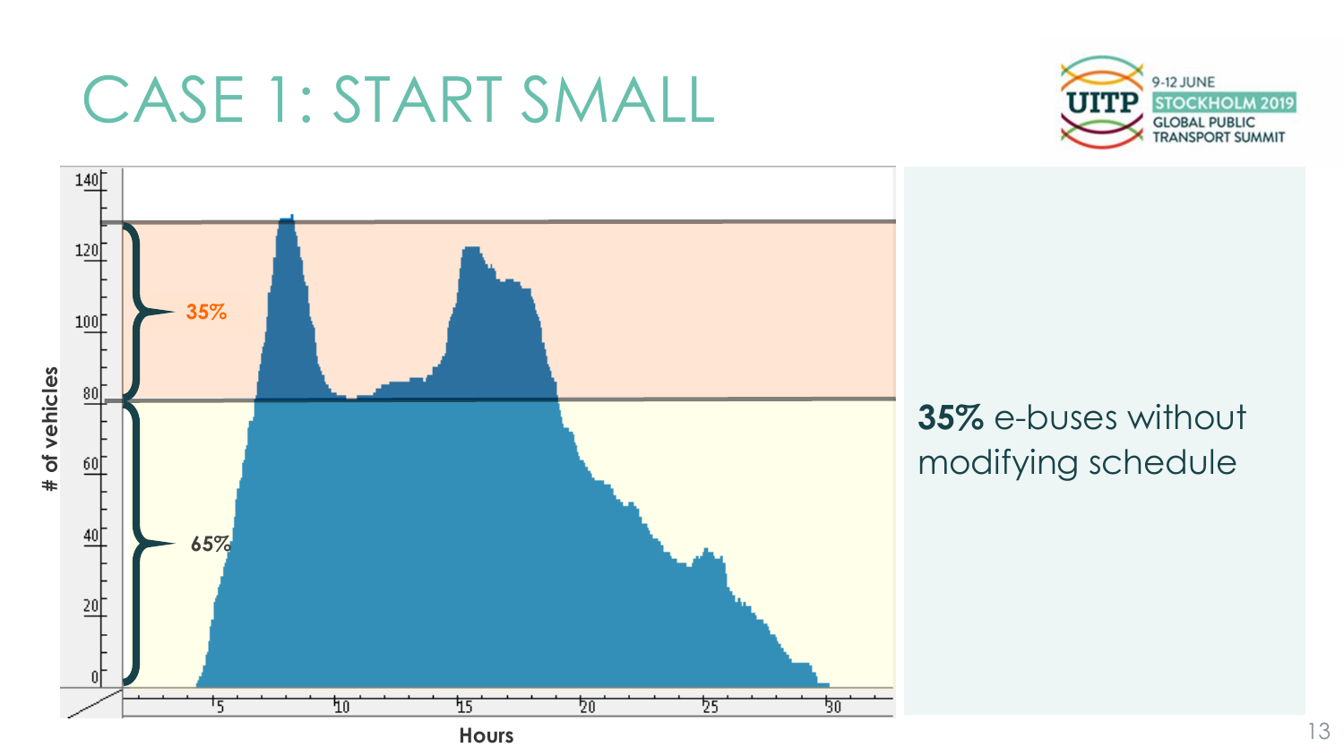# CASE 1: START SMALL

# of vehicles

140
120
100
80
60
40
20
0

35%

65%

5 10 15 20 25 30

Hours

**35%** e-buses without modifying schedule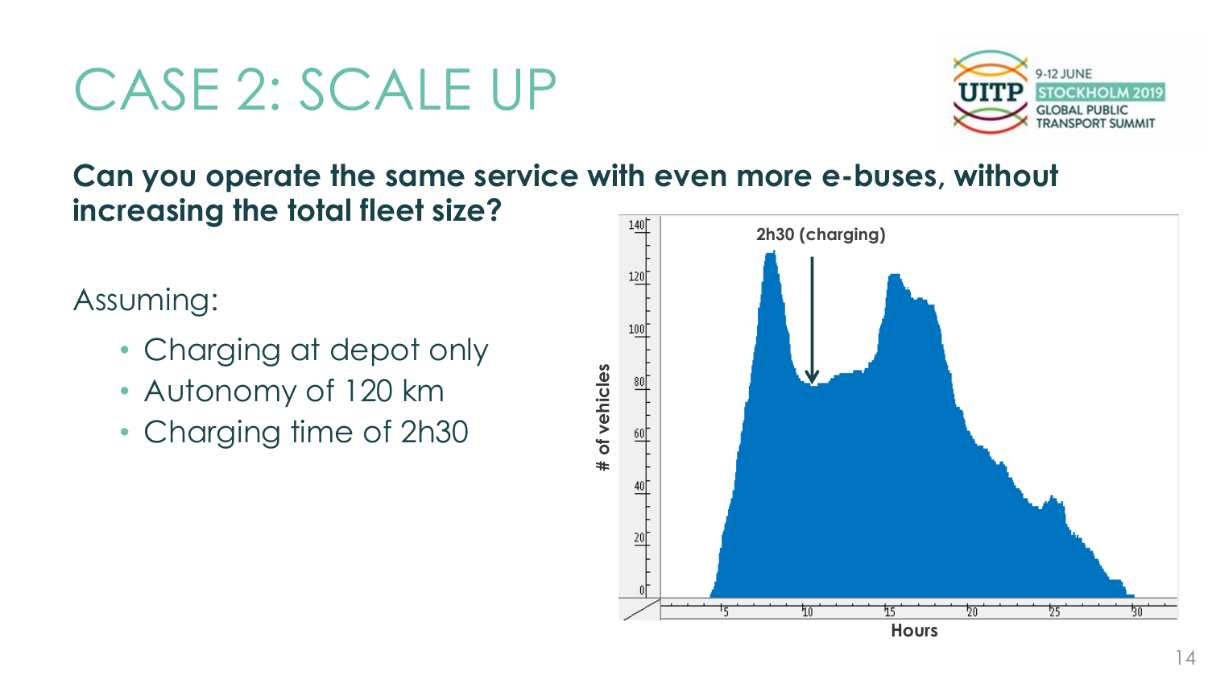# CASE 2: SCALE UP

**Can you operate the same service with even more e-buses, without increasing the total fleet size?**

Assuming:

- Charging at depot only
- Autonomy of 120 km
- Charging time of 2h30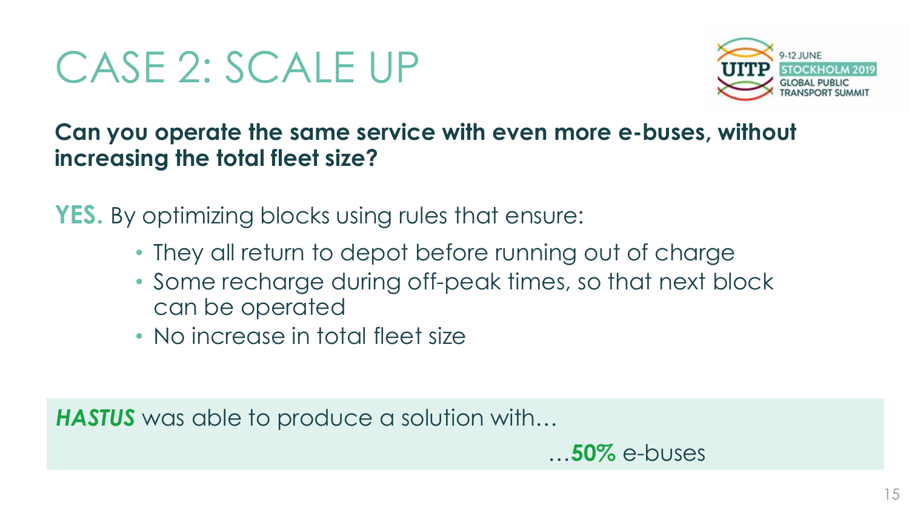# CASE 2: SCALE UP

**Can you operate the same service with even more e-buses, without increasing the total fleet size?**

**YES.** By optimizing blocks using rules that ensure:

- They all return to depot before running out of charge
- Some recharge during off-peak times, so that next block can be operated
- No increase in total fleet size

***HASTUS*** was able to produce a solution with…

…**50%** e-buses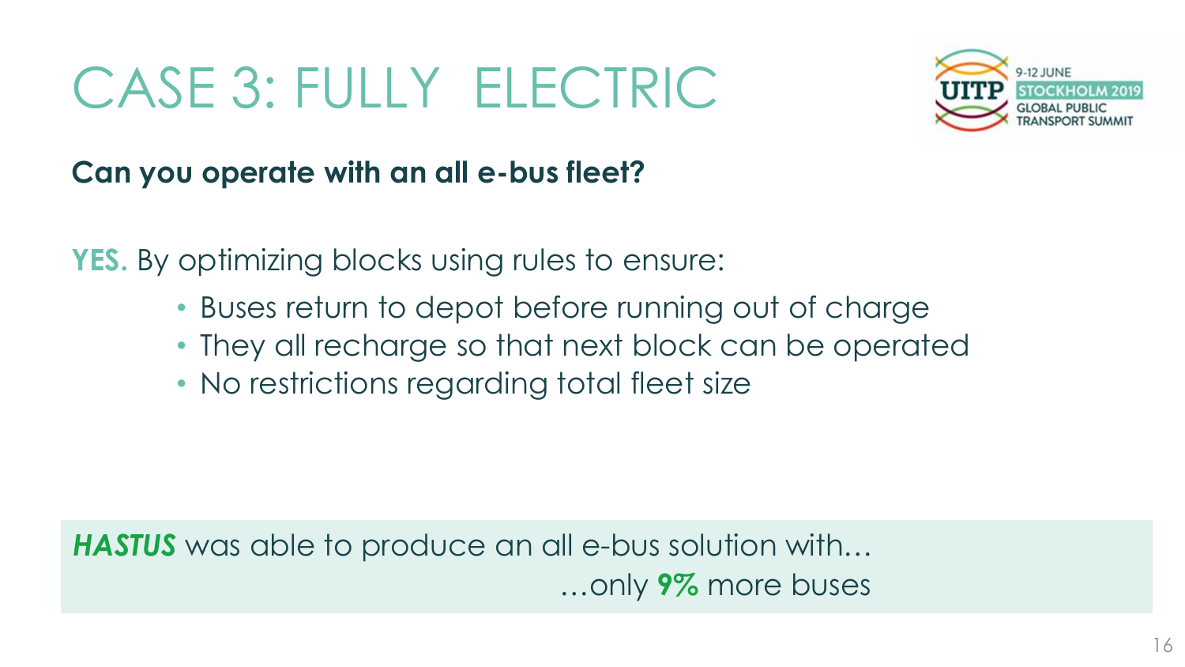# CASE 3: FULLY ELECTRIC

**Can you operate with an all e-bus fleet?**

**YES.** By optimizing blocks using rules to ensure:

- Buses return to depot before running out of charge
- They all recharge so that next block can be operated
- No restrictions regarding total fleet size

***HASTUS*** was able to produce an all e-bus solution with…
…only **9%** more buses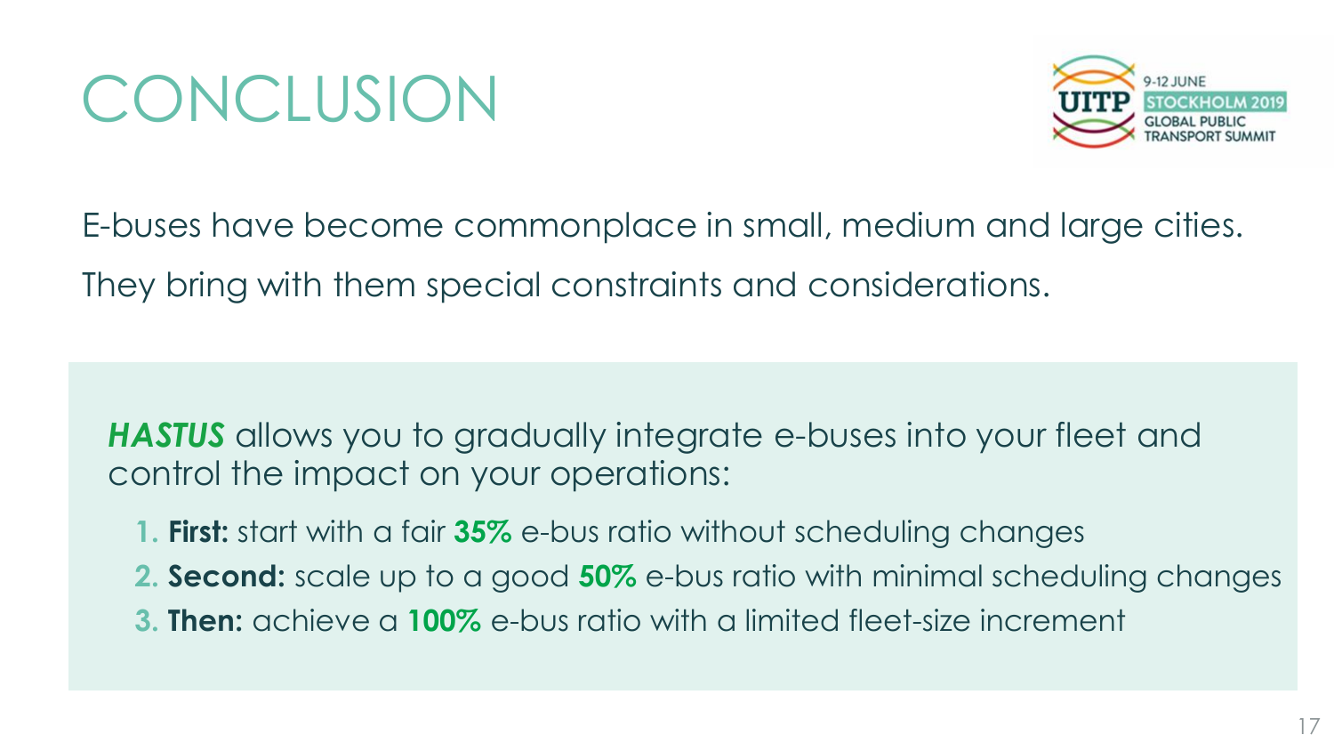# CONCLUSION

E-buses have become commonplace in small, medium and large cities.

They bring with them special constraints and considerations.

***HASTUS*** allows you to gradually integrate e-buses into your fleet and control the impact on your operations:

1. **First:** start with a fair **35%** e-bus ratio without scheduling changes
2. **Second:** scale up to a good **50%** e-bus ratio with minimal scheduling changes
3. **Then:** achieve a **100%** e-bus ratio with a limited fleet-size increment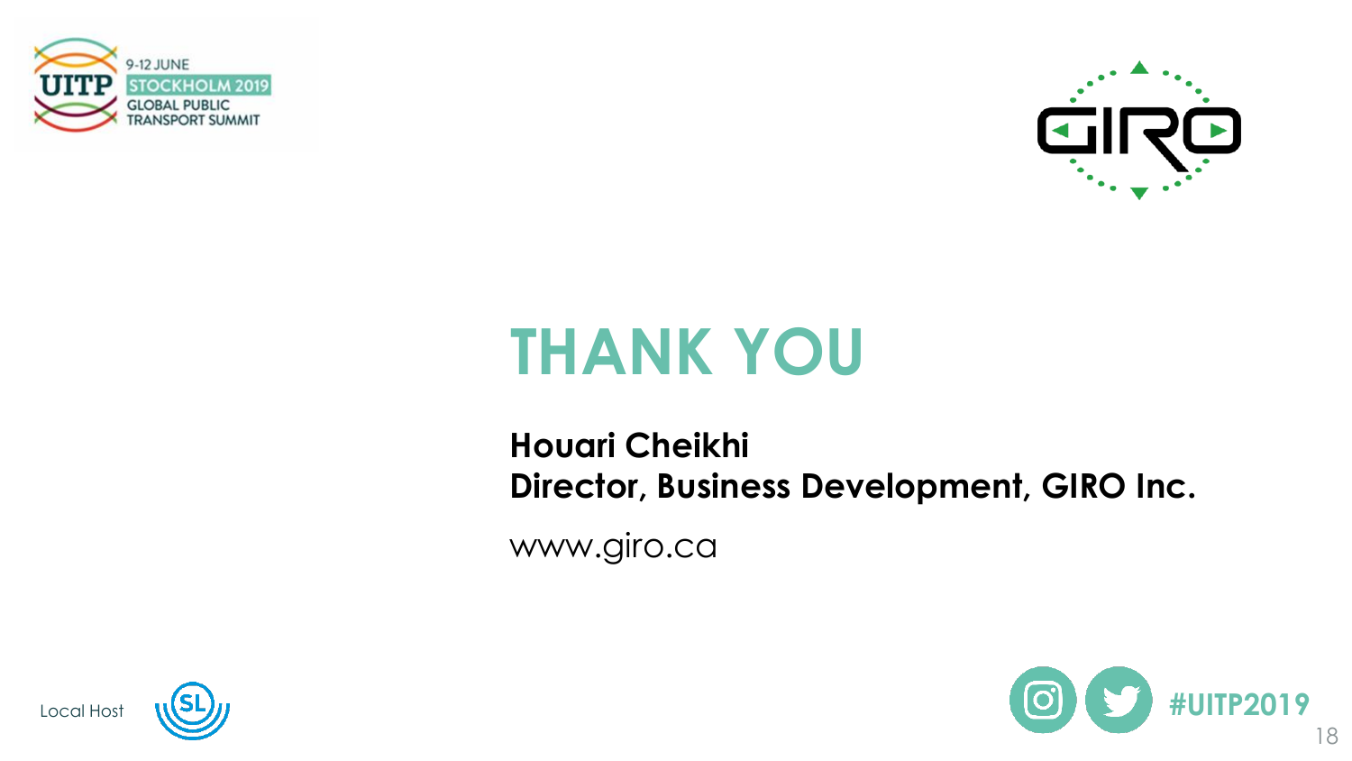# THANK YOU

**Houari Cheikhi**
**Director, Business Development, GIRO Inc.**

www.giro.ca

Local Host

#UITP2019